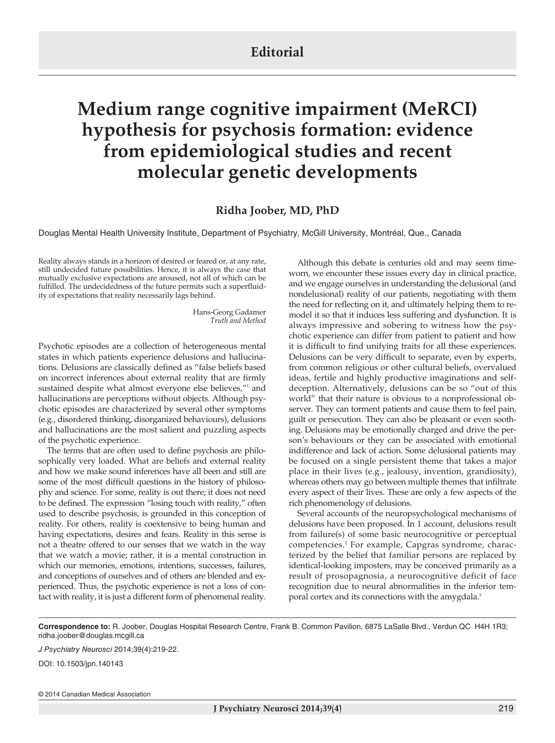**Editorial**

# Medium range cognitive impairment (MeRCI) hypothesis for psychosis formation: evidence from epidemiological studies and recent molecular genetic developments

**Ridha Joober, MD, PhD**

Douglas Mental Health University Institute, Department of Psychiatry, McGill University, Montréal, Que., Canada

> Reality always stands in a horizon of desired or feared or, at any rate, still undecided future possibilities. Hence, it is always the case that mutually exclusive expectations are aroused, not all of which can be fulfilled. The undecidedness of the future permits such a superfluidity of expectations that reality necessarily lags behind.
>
> Hans-Georg Gadamer
> *Truth and Method*

Psychotic episodes are a collection of heterogeneous mental states in which patients experience delusions and hallucinations. Delusions are classically defined as "false beliefs based on incorrect inferences about external reality that are firmly sustained despite what almost everyone else believes,"[1] and hallucinations are perceptions without objects. Although psychotic episodes are characterized by several other symptoms (e.g., disordered thinking, disorganized behaviours), delusions and hallucinations are the most salient and puzzling aspects of the psychotic experience.

The terms that are often used to define psychosis are philosophically very loaded. What are beliefs and external reality and how we make sound inferences have all been and still are some of the most difficult questions in the history of philosophy and science. For some, reality is out there; it does not need to be defined. The expression "losing touch with reality," often used to describe psychosis, is grounded in this conception of reality. For others, reality is coextensive to being human and having expectations, desires and fears. Reality in this sense is not a theatre offered to our senses that we watch in the way that we watch a movie; rather, it is a mental construction in which our memories, emotions, intentions, successes, failures, and conceptions of ourselves and of others are blended and experienced. Thus, the psychotic experience is not a loss of contact with reality, it is just a different form of phenomenal reality.

Although this debate is centuries old and may seem timeworn, we encounter these issues every day in clinical practice, and we engage ourselves in understanding the delusional (and nondelusional) reality of our patients, negotiating with them the need for reflecting on it, and ultimately helping them to remodel it so that it induces less suffering and dysfunction. It is always impressive and sobering to witness how the psychotic experience can differ from patient to patient and how it is difficult to find unifying traits for all these experiences. Delusions can be very difficult to separate, even by experts, from common religious or other cultural beliefs, overvalued ideas, fertile and highly productive imaginations and self-deception. Alternatively, delusions can be so "out of this world" that their nature is obvious to a nonprofessional observer. They can torment patients and cause them to feel pain, guilt or persecution. They can also be pleasant or even soothing. Delusions may be emotionally charged and drive the person's behaviours or they can be associated with emotional indifference and lack of action. Some delusional patients may be focused on a single persistent theme that takes a major place in their lives (e.g., jealousy, invention, grandiosity), whereas others may go between multiple themes that infiltrate every aspect of their lives. These are only a few aspects of the rich phenomenology of delusions.

Several accounts of the neuropsychological mechanisms of delusions have been proposed. In 1 account, delusions result from failure(s) of some basic neurocognitive or perceptual competencies.[2] For example, Capgras syndrome, characterized by the belief that familiar persons are replaced by identical-looking imposters, may be conceived primarily as a result of prosopagnosia, a neurocognitive deficit of face recognition due to neural abnormalities in the inferior temporal cortex and its connections with the amygdala.[3]

**Correspondence to:** R. Joober, Douglas Hospital Research Centre, Frank B. Common Pavilion, 6875 LaSalle Blvd., Verdun QC H4H 1R3; ridha.joober@douglas.mcgill.ca

*J Psychiatry Neurosci* 2014;39(4):219-22.

DOI: 10.1503/jpn.140143

© 2014 Canadian Medical Association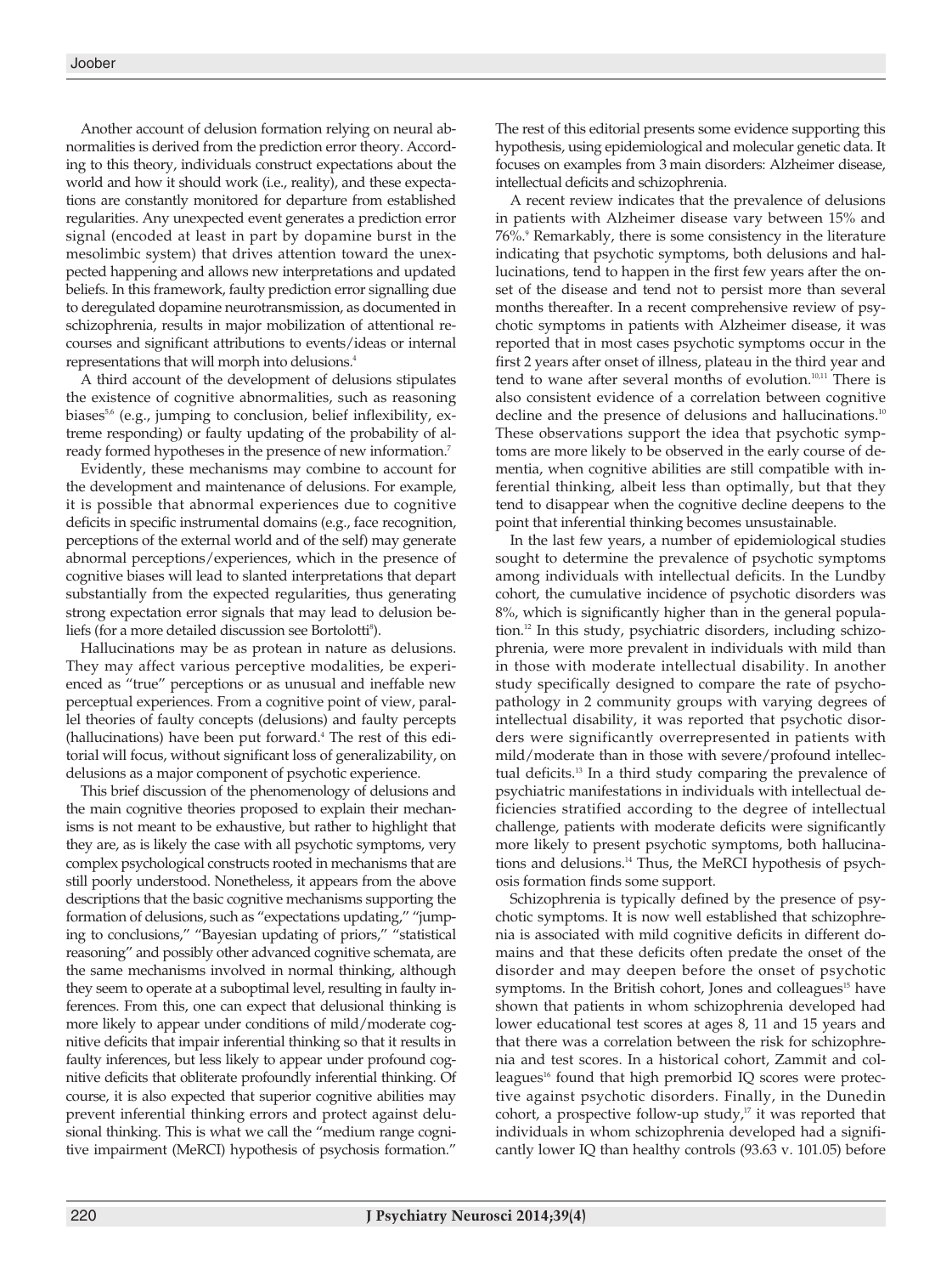Another account of delusion formation relying on neural abnormalities is derived from the prediction error theory. According to this theory, individuals construct expectations about the world and how it should work (i.e., reality), and these expectations are constantly monitored for departure from established regularities. Any unexpected event generates a prediction error signal (encoded at least in part by dopamine burst in the mesolimbic system) that drives attention toward the unexpected happening and allows new interpretations and updated beliefs. In this framework, faulty prediction error signalling due to deregulated dopamine neurotransmission, as documented in schizophrenia, results in major mobilization of attentional recourses and significant attributions to events/ideas or internal representations that will morph into delusions.[4]

A third account of the development of delusions stipulates the existence of cognitive abnormalities, such as reasoning biases[5,6] (e.g., jumping to conclusion, belief inflexibility, extreme responding) or faulty updating of the probability of already formed hypotheses in the presence of new information.[7]

Evidently, these mechanisms may combine to account for the development and maintenance of delusions. For example, it is possible that abnormal experiences due to cognitive deficits in specific instrumental domains (e.g., face recognition, perceptions of the external world and of the self) may generate abnormal perceptions/experiences, which in the presence of cognitive biases will lead to slanted interpretations that depart substantially from the expected regularities, thus generating strong expectation error signals that may lead to delusion beliefs (for a more detailed discussion see Bortolotti[8]).

Hallucinations may be as protean in nature as delusions. They may affect various perceptive modalities, be experienced as "true" perceptions or as unusual and ineffable new perceptual experiences. From a cognitive point of view, parallel theories of faulty concepts (delusions) and faulty percepts (hallucinations) have been put forward.[4] The rest of this editorial will focus, without significant loss of generalizability, on delusions as a major component of psychotic experience.

This brief discussion of the phenomenology of delusions and the main cognitive theories proposed to explain their mechanisms is not meant to be exhaustive, but rather to highlight that they are, as is likely the case with all psychotic symptoms, very complex psychological constructs rooted in mechanisms that are still poorly understood. Nonetheless, it appears from the above descriptions that the basic cognitive mechanisms supporting the formation of delusions, such as "expectations updating," "jumping to conclusions," "Bayesian updating of priors," "statistical reasoning" and possibly other advanced cognitive schemata, are the same mechanisms involved in normal thinking, although they seem to operate at a suboptimal level, resulting in faulty inferences. From this, one can expect that delusional thinking is more likely to appear under conditions of mild/moderate cognitive deficits that impair inferential thinking so that it results in faulty inferences, but less likely to appear under profound cognitive deficits that obliterate profoundly inferential thinking. Of course, it is also expected that superior cognitive abilities may prevent inferential thinking errors and protect against delusional thinking. This is what we call the "medium range cognitive impairment (MeRCI) hypothesis of psychosis formation." The rest of this editorial presents some evidence supporting this hypothesis, using epidemiological and molecular genetic data. It focuses on examples from 3 main disorders: Alzheimer disease, intellectual deficits and schizophrenia.

A recent review indicates that the prevalence of delusions in patients with Alzheimer disease vary between 15% and 76%.[9] Remarkably, there is some consistency in the literature indicating that psychotic symptoms, both delusions and hallucinations, tend to happen in the first few years after the onset of the disease and tend not to persist more than several months thereafter. In a recent comprehensive review of psychotic symptoms in patients with Alzheimer disease, it was reported that in most cases psychotic symptoms occur in the first 2 years after onset of illness, plateau in the third year and tend to wane after several months of evolution.[10,11] There is also consistent evidence of a correlation between cognitive decline and the presence of delusions and hallucinations.[10] These observations support the idea that psychotic symptoms are more likely to be observed in the early course of dementia, when cognitive abilities are still compatible with inferential thinking, albeit less than optimally, but that they tend to disappear when the cognitive decline deepens to the point that inferential thinking becomes unsustainable.

In the last few years, a number of epidemiological studies sought to determine the prevalence of psychotic symptoms among individuals with intellectual deficits. In the Lundby cohort, the cumulative incidence of psychotic disorders was 8%, which is significantly higher than in the general population.[12] In this study, psychiatric disorders, including schizophrenia, were more prevalent in individuals with mild than in those with moderate intellectual disability. In another study specifically designed to compare the rate of psychopathology in 2 community groups with varying degrees of intellectual disability, it was reported that psychotic disorders were significantly overrepresented in patients with mild/moderate than in those with severe/profound intellectual deficits.[13] In a third study comparing the prevalence of psychiatric manifestations in individuals with intellectual deficiencies stratified according to the degree of intellectual challenge, patients with moderate deficits were significantly more likely to present psychotic symptoms, both hallucinations and delusions.[14] Thus, the MeRCI hypothesis of psychosis formation finds some support.

Schizophrenia is typically defined by the presence of psychotic symptoms. It is now well established that schizophrenia is associated with mild cognitive deficits in different domains and that these deficits often predate the onset of the disorder and may deepen before the onset of psychotic symptoms. In the British cohort, Jones and colleagues[15] have shown that patients in whom schizophrenia developed had lower educational test scores at ages 8, 11 and 15 years and that there was a correlation between the risk for schizophrenia and test scores. In a historical cohort, Zammit and colleagues[16] found that high premorbid IQ scores were protective against psychotic disorders. Finally, in the Dunedin cohort, a prospective follow-up study,[17] it was reported that individuals in whom schizophrenia developed had a significantly lower IQ than healthy controls (93.63 v. 101.05) before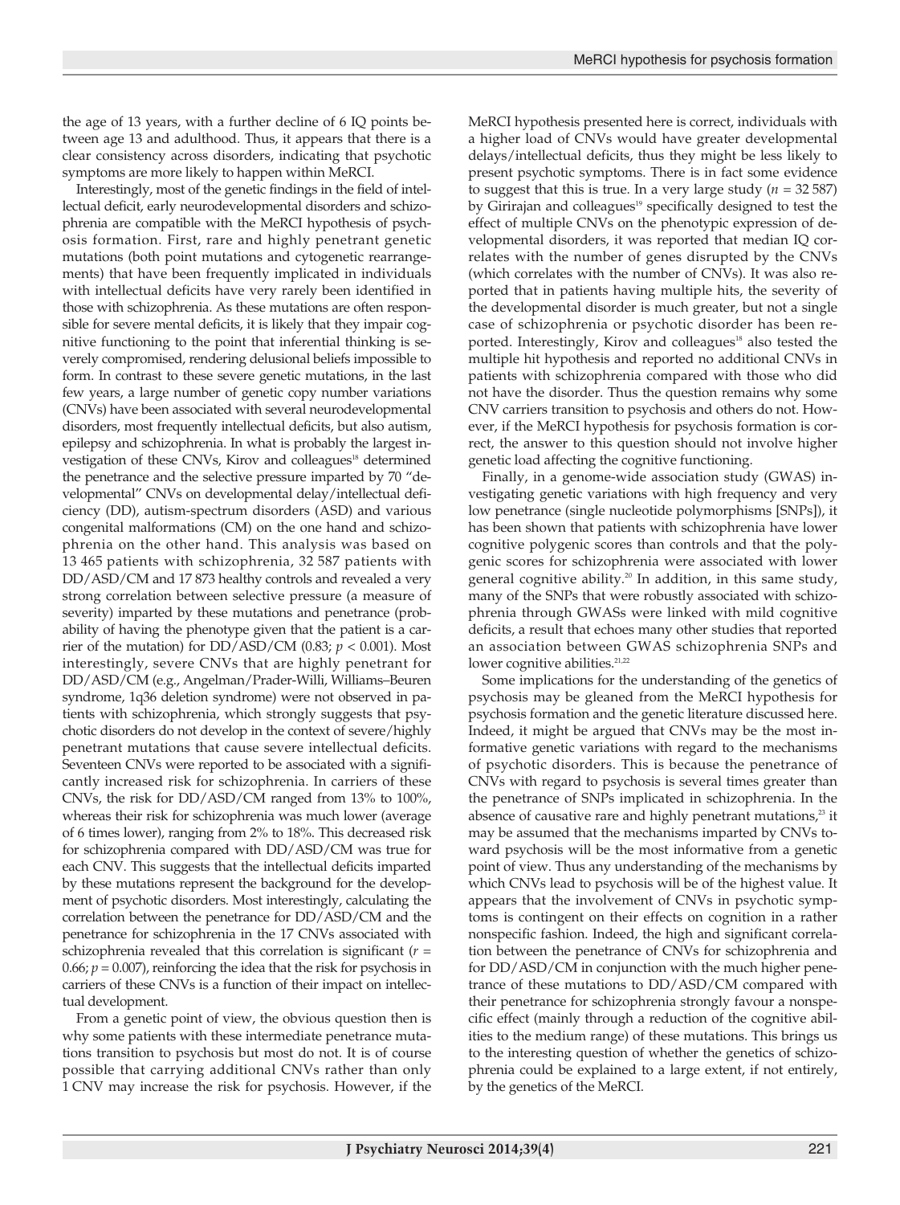the age of 13 years, with a further decline of 6 IQ points between age 13 and adulthood. Thus, it appears that there is a clear consistency across disorders, indicating that psychotic symptoms are more likely to happen within MeRCI.

Interestingly, most of the genetic findings in the field of intellectual deficit, early neurodevelopmental disorders and schizophrenia are compatible with the MeRCI hypothesis of psychosis formation. First, rare and highly penetrant genetic mutations (both point mutations and cytogenetic rearrangements) that have been frequently implicated in individuals with intellectual deficits have very rarely been identified in those with schizophrenia. As these mutations are often responsible for severe mental deficits, it is likely that they impair cognitive functioning to the point that inferential thinking is severely compromised, rendering delusional beliefs impossible to form. In contrast to these severe genetic mutations, in the last few years, a large number of genetic copy number variations (CNVs) have been associated with several neurodevelopmental disorders, most frequently intellectual deficits, but also autism, epilepsy and schizophrenia. In what is probably the largest investigation of these CNVs, Kirov and colleagues[18] determined the penetrance and the selective pressure imparted by 70 "developmental" CNVs on developmental delay/intellectual deficiency (DD), autism-spectrum disorders (ASD) and various congenital malformations (CM) on the one hand and schizophrenia on the other hand. This analysis was based on 13 465 patients with schizophrenia, 32 587 patients with DD/ASD/CM and 17 873 healthy controls and revealed a very strong correlation between selective pressure (a measure of severity) imparted by these mutations and penetrance (probability of having the phenotype given that the patient is a carrier of the mutation) for DD/ASD/CM (0.83; $p < 0.001$). Most interestingly, severe CNVs that are highly penetrant for DD/ASD/CM (e.g., Angelman/Prader-Willi, Williams–Beuren syndrome, 1q36 deletion syndrome) were not observed in patients with schizophrenia, which strongly suggests that psychotic disorders do not develop in the context of severe/highly penetrant mutations that cause severe intellectual deficits. Seventeen CNVs were reported to be associated with a significantly increased risk for schizophrenia. In carriers of these CNVs, the risk for DD/ASD/CM ranged from 13% to 100%, whereas their risk for schizophrenia was much lower (average of 6 times lower), ranging from 2% to 18%. This decreased risk for schizophrenia compared with DD/ASD/CM was true for each CNV. This suggests that the intellectual deficits imparted by these mutations represent the background for the development of psychotic disorders. Most interestingly, calculating the correlation between the penetrance for DD/ASD/CM and the penetrance for schizophrenia in the 17 CNVs associated with schizophrenia revealed that this correlation is significant ($r$ = 0.66; $p$ = 0.007), reinforcing the idea that the risk for psychosis in carriers of these CNVs is a function of their impact on intellectual development.

From a genetic point of view, the obvious question then is why some patients with these intermediate penetrance mutations transition to psychosis but most do not. It is of course possible that carrying additional CNVs rather than only 1 CNV may increase the risk for psychosis. However, if the MeRCI hypothesis presented here is correct, individuals with a higher load of CNVs would have greater developmental delays/intellectual deficits, thus they might be less likely to present psychotic symptoms. There is in fact some evidence to suggest that this is true. In a very large study ($n$ = 32 587) by Girirajan and colleagues[19] specifically designed to test the effect of multiple CNVs on the phenotypic expression of developmental disorders, it was reported that median IQ correlates with the number of genes disrupted by the CNVs (which correlates with the number of CNVs). It was also reported that in patients having multiple hits, the severity of the developmental disorder is much greater, but not a single case of schizophrenia or psychotic disorder has been reported. Interestingly, Kirov and colleagues[18] also tested the multiple hit hypothesis and reported no additional CNVs in patients with schizophrenia compared with those who did not have the disorder. Thus the question remains why some CNV carriers transition to psychosis and others do not. However, if the MeRCI hypothesis for psychosis formation is correct, the answer to this question should not involve higher genetic load affecting the cognitive functioning.

Finally, in a genome-wide association study (GWAS) investigating genetic variations with high frequency and very low penetrance (single nucleotide polymorphisms [SNPs]), it has been shown that patients with schizophrenia have lower cognitive polygenic scores than controls and that the polygenic scores for schizophrenia were associated with lower general cognitive ability.[20] In addition, in this same study, many of the SNPs that were robustly associated with schizophrenia through GWASs were linked with mild cognitive deficits, a result that echoes many other studies that reported an association between GWAS schizophrenia SNPs and lower cognitive abilities.[21,22]

Some implications for the understanding of the genetics of psychosis may be gleaned from the MeRCI hypothesis for psychosis formation and the genetic literature discussed here. Indeed, it might be argued that CNVs may be the most informative genetic variations with regard to the mechanisms of psychotic disorders. This is because the penetrance of CNVs with regard to psychosis is several times greater than the penetrance of SNPs implicated in schizophrenia. In the absence of causative rare and highly penetrant mutations,[23] it may be assumed that the mechanisms imparted by CNVs toward psychosis will be the most informative from a genetic point of view. Thus any understanding of the mechanisms by which CNVs lead to psychosis will be of the highest value. It appears that the involvement of CNVs in psychotic symptoms is contingent on their effects on cognition in a rather nonspecific fashion. Indeed, the high and significant correlation between the penetrance of CNVs for schizophrenia and for DD/ASD/CM in conjunction with the much higher penetrance of these mutations to DD/ASD/CM compared with their penetrance for schizophrenia strongly favour a nonspecific effect (mainly through a reduction of the cognitive abilities to the medium range) of these mutations. This brings us to the interesting question of whether the genetics of schizophrenia could be explained to a large extent, if not entirely, by the genetics of the MeRCI.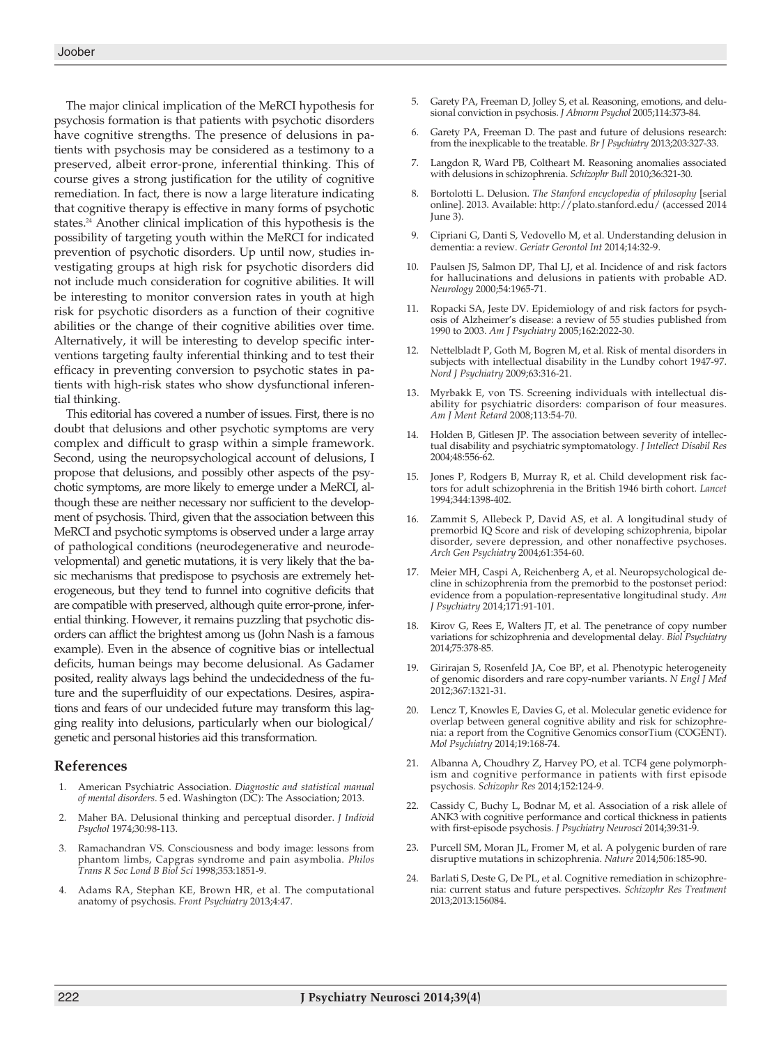The major clinical implication of the MeRCI hypothesis for psychosis formation is that patients with psychotic disorders have cognitive strengths. The presence of delusions in patients with psychosis may be considered as a testimony to a preserved, albeit error-prone, inferential thinking. This of course gives a strong justification for the utility of cognitive remediation. In fact, there is now a large literature indicating that cognitive therapy is effective in many forms of psychotic states.[24] Another clinical implication of this hypothesis is the possibility of targeting youth within the MeRCI for indicated prevention of psychotic disorders. Up until now, studies investigating groups at high risk for psychotic disorders did not include much consideration for cognitive abilities. It will be interesting to monitor conversion rates in youth at high risk for psychotic disorders as a function of their cognitive abilities or the change of their cognitive abilities over time. Alternatively, it will be interesting to develop specific interventions targeting faulty inferential thinking and to test their efficacy in preventing conversion to psychotic states in patients with high-risk states who show dysfunctional inferential thinking.

This editorial has covered a number of issues. First, there is no doubt that delusions and other psychotic symptoms are very complex and difficult to grasp within a simple framework. Second, using the neuropsychological account of delusions, I propose that delusions, and possibly other aspects of the psychotic symptoms, are more likely to emerge under a MeRCI, although these are neither necessary nor sufficient to the development of psychosis. Third, given that the association between this MeRCI and psychotic symptoms is observed under a large array of pathological conditions (neurodegenerative and neurodevelopmental) and genetic mutations, it is very likely that the basic mechanisms that predispose to psychosis are extremely heterogeneous, but they tend to funnel into cognitive deficits that are compatible with preserved, although quite error-prone, inferential thinking. However, it remains puzzling that psychotic disorders can afflict the brightest among us (John Nash is a famous example). Even in the absence of cognitive bias or intellectual deficits, human beings may become delusional. As Gadamer posited, reality always lags behind the undecidedness of the future and the superfluidity of our expectations. Desires, aspirations and fears of our undecided future may transform this lagging reality into delusions, particularly when our biological/genetic and personal histories aid this transformation.

## References

1. American Psychiatric Association. *Diagnostic and statistical manual of mental disorders*. 5 ed. Washington (DC): The Association; 2013.
2. Maher BA. Delusional thinking and perceptual disorder. *J Individ Psychol* 1974;30:98-113.
3. Ramachandran VS. Consciousness and body image: lessons from phantom limbs, Capgras syndrome and pain asymbolia. *Philos Trans R Soc Lond B Biol Sci* 1998;353:1851-9.
4. Adams RA, Stephan KE, Brown HR, et al. The computational anatomy of psychosis. *Front Psychiatry* 2013;4:47.
5. Garety PA, Freeman D, Jolley S, et al. Reasoning, emotions, and delusional conviction in psychosis. *J Abnorm Psychol* 2005;114:373-84.
6. Garety PA, Freeman D. The past and future of delusions research: from the inexplicable to the treatable. *Br J Psychiatry* 2013;203:327-33.
7. Langdon R, Ward PB, Coltheart M. Reasoning anomalies associated with delusions in schizophrenia. *Schizophr Bull* 2010;36:321-30.
8. Bortolotti L. Delusion. *The Stanford encyclopedia of philosophy* [serial online]. 2013. Available: http://plato.stanford.edu/ (accessed 2014 June 3).
9. Cipriani G, Danti S, Vedovello M, et al. Understanding delusion in dementia: a review. *Geriatr Gerontol Int* 2014;14:32-9.
10. Paulsen JS, Salmon DP, Thal LJ, et al. Incidence of and risk factors for hallucinations and delusions in patients with probable AD. *Neurology* 2000;54:1965-71.
11. Ropacki SA, Jeste DV. Epidemiology of and risk factors for psychosis of Alzheimer's disease: a review of 55 studies published from 1990 to 2003. *Am J Psychiatry* 2005;162:2022-30.
12. Nettelbladt P, Goth M, Bogren M, et al. Risk of mental disorders in subjects with intellectual disability in the Lundby cohort 1947-97. *Nord J Psychiatry* 2009;63:316-21.
13. Myrbakk E, von TS. Screening individuals with intellectual disability for psychiatric disorders: comparison of four measures. *Am J Ment Retard* 2008;113:54-70.
14. Holden B, Gitlesen JP. The association between severity of intellectual disability and psychiatric symptomatology. *J Intellect Disabil Res* 2004;48:556-62.
15. Jones P, Rodgers B, Murray R, et al. Child development risk factors for adult schizophrenia in the British 1946 birth cohort. *Lancet* 1994;344:1398-402.
16. Zammit S, Allebeck P, David AS, et al. A longitudinal study of premorbid IQ Score and risk of developing schizophrenia, bipolar disorder, severe depression, and other nonaffective psychoses. *Arch Gen Psychiatry* 2004;61:354-60.
17. Meier MH, Caspi A, Reichenberg A, et al. Neuropsychological decline in schizophrenia from the premorbid to the postonset period: evidence from a population-representative longitudinal study. *Am J Psychiatry* 2014;171:91-101.
18. Kirov G, Rees E, Walters JT, et al. The penetrance of copy number variations for schizophrenia and developmental delay. *Biol Psychiatry* 2014;75:378-85.
19. Girirajan S, Rosenfeld JA, Coe BP, et al. Phenotypic heterogeneity of genomic disorders and rare copy-number variants. *N Engl J Med* 2012;367:1321-31.
20. Lencz T, Knowles E, Davies G, et al. Molecular genetic evidence for overlap between general cognitive ability and risk for schizophrenia: a report from the Cognitive Genomics consorTium (COGENT). *Mol Psychiatry* 2014;19:168-74.
21. Albanna A, Choudhry Z, Harvey PO, et al. TCF4 gene polymorphism and cognitive performance in patients with first episode psychosis. *Schizophr Res* 2014;152:124-9.
22. Cassidy C, Buchy L, Bodnar M, et al. Association of a risk allele of ANK3 with cognitive performance and cortical thickness in patients with first-episode psychosis. *J Psychiatry Neurosci* 2014;39:31-9.
23. Purcell SM, Moran JL, Fromer M, et al. A polygenic burden of rare disruptive mutations in schizophrenia. *Nature* 2014;506:185-90.
24. Barlati S, Deste G, De PL, et al. Cognitive remediation in schizophrenia: current status and future perspectives. *Schizophr Res Treatment* 2013;2013:156084.